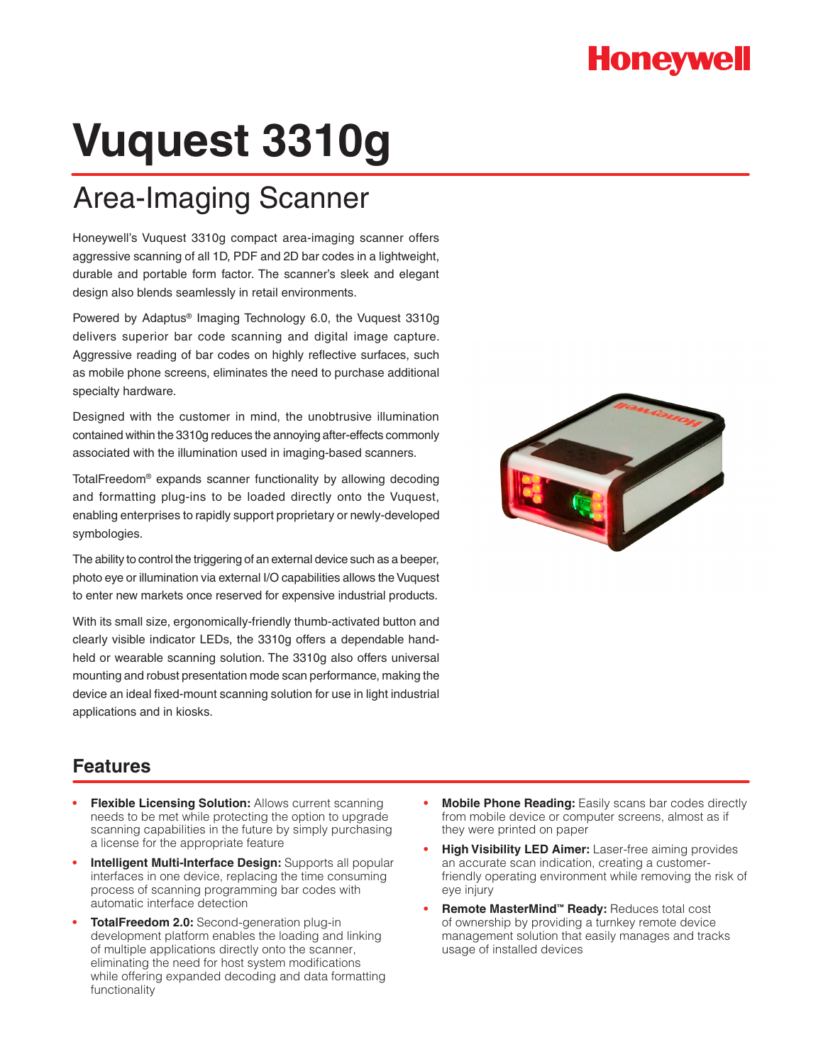# Vuquest 3310g

## Area-Imaging Scanner

Honeywell's Vuquest 3310g compact area-imaging scanner offers aggressive scanning of all 1D, PDF and 2D bar codes in a lightweight, durable and portable form factor. The scanner's sleek and elegant design also blends seamlessly in retail environments.

Powered by Adaptus® Imaging Technology 6.0, the Vuquest 3310g delivers superior bar code scanning and digital image capture. Aggressive reading of bar codes on highly reflective surfaces, such as mobile phone screens, eliminates the need to purchase additional specialty hardware.

Designed with the customer in mind, the unobtrusive illumination contained within the 3310g reduces the annoying after-effects commonly associated with the illumination used in imaging-based scanners.

TotalFreedom® expands scanner functionality by allowing decoding and formatting plug-ins to be loaded directly onto the Vuquest, enabling enterprises to rapidly support proprietary or newly-developed symbologies.

The ability to control the triggering of an external device such as a beeper, photo eye or illumination via external I/O capabilities allows the Vuquest to enter new markets once reserved for expensive industrial products.

With its small size, ergonomically-friendly thumb-activated button and clearly visible indicator LEDs, the 3310g offers a dependable hand-held or wearable scanning solution. The 3310g also offers universal mounting and robust presentation mode scan performance, making the device an ideal fixed-mount scanning solution for use in light industrial applications and in kiosks.

## Features

- **Flexible Licensing Solution:** Allows current scanning needs to be met while protecting the option to upgrade scanning capabilities in the future by simply purchasing a license for the appropriate feature
- **Intelligent Multi-Interface Design:** Supports all popular interfaces in one device, replacing the time consuming process of scanning programming bar codes with automatic interface detection
- **TotalFreedom 2.0:** Second-generation plug-in development platform enables the loading and linking of multiple applications directly onto the scanner, eliminating the need for host system modifications while offering expanded decoding and data formatting functionality
- **Mobile Phone Reading:** Easily scans bar codes directly from mobile device or computer screens, almost as if they were printed on paper
- **High Visibility LED Aimer:** Laser-free aiming provides an accurate scan indication, creating a customer-friendly operating environment while removing the risk of eye injury
- **Remote MasterMind™ Ready:** Reduces total cost of ownership by providing a turnkey remote device management solution that easily manages and tracks usage of installed devices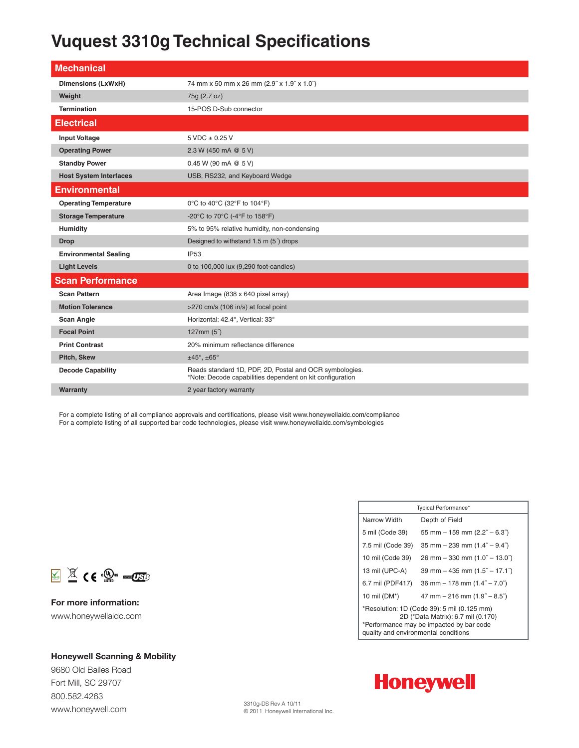# Vuquest 3310g Technical Specifications

## Mechanical

| | |
|---|---|
| **Dimensions (LxWxH)** | 74 mm x 50 mm x 26 mm (2.9˝ x 1.9˝ x 1.0˝) |
| **Weight** | 75g (2.7 oz) |
| **Termination** | 15-POS D-Sub connector |

## Electrical

| | |
|---|---|
| **Input Voltage** | 5 VDC ± 0.25 V |
| **Operating Power** | 2.3 W (450 mA @ 5 V) |
| **Standby Power** | 0.45 W (90 mA @ 5 V) |
| **Host System Interfaces** | USB, RS232, and Keyboard Wedge |

## Environmental

| | |
|---|---|
| **Operating Temperature** | 0°C to 40°C (32°F to 104°F) |
| **Storage Temperature** | -20°C to 70°C (-4°F to 158°F) |
| **Humidity** | 5% to 95% relative humidity, non-condensing |
| **Drop** | Designed to withstand 1.5 m (5˝) drops |
| **Environmental Sealing** | IP53 |
| **Light Levels** | 0 to 100,000 lux (9,290 foot-candles) |

## Scan Performance

| | |
|---|---|
| **Scan Pattern** | Area Image (838 x 640 pixel array) |
| **Motion Tolerance** | >270 cm/s (106 in/s) at focal point |
| **Scan Angle** | Horizontal: 42.4°, Vertical: 33° |
| **Focal Point** | 127mm (5˝) |
| **Print Contrast** | 20% minimum reflectance difference |
| **Pitch, Skew** | ±45°, ±65° |
| **Decode Capability** | Reads standard 1D, PDF, 2D, Postal and OCR symbologies. *Note: Decode capabilities dependent on kit configuration |
| **Warranty** | 2 year factory warranty |

For a complete listing of all compliance approvals and certifications, please visit www.honeywellaidc.com/compliance
For a complete listing of all supported bar code technologies, please visit www.honeywellaidc.com/symbologies

Typical Performance*

| Narrow Width | Depth of Field |
|---|---|
| 5 mil (Code 39) | 55 mm – 159 mm (2.2˝ – 6.3˝) |
| 7.5 mil (Code 39) | 35 mm – 239 mm (1.4˝ – 9.4˝) |
| 10 mil (Code 39) | 26 mm – 330 mm (1.0˝ – 13.0˝) |
| 13 mil (UPC-A) | 39 mm – 435 mm (1.5˝ – 17.1˝) |
| 6.7 mil (PDF417) | 36 mm – 178 mm (1.4˝ – 7.0˝) |
| 10 mil (DM*) | 47 mm – 216 mm (1.9˝ – 8.5˝) |

*Resolution: 1D (Code 39): 5 mil (0.125 mm)
2D (*Data Matrix): 6.7 mil (0.170)
*Performance may be impacted by bar code quality and environmental conditions

**For more information:**
www.honeywellaidc.com

**Honeywell Scanning & Mobility**
9680 Old Bailes Road
Fort Mill, SC 29707
800.582.4263
www.honeywell.com

Honeywell

3310g-DS Rev A 10/11
© 2011 Honeywell International Inc.